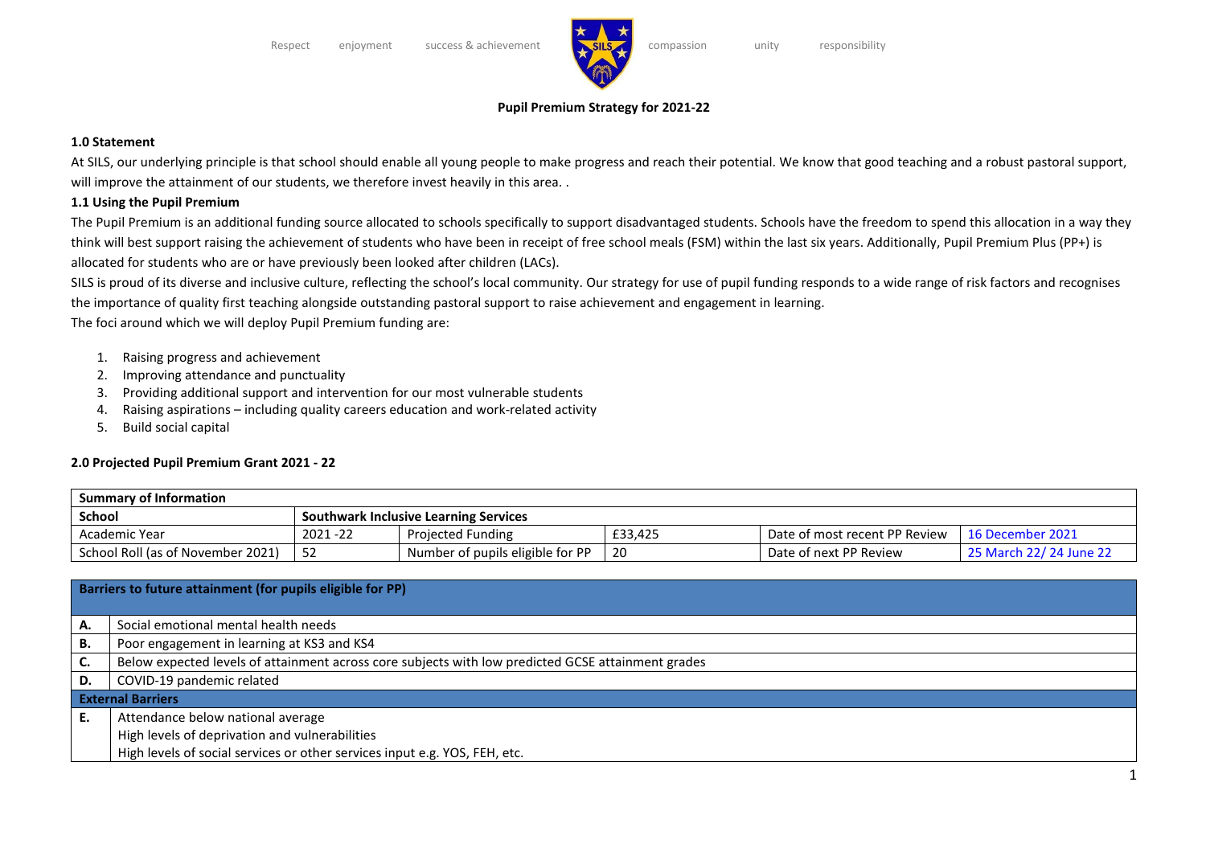Respect enjoyment success & achievement compassion unity responsibility

**Pupil Premium Strategy for 2021-22**

### 1.0 Statement

At SILS, our underlying principle is that school should enable all young people to make progress and reach their potential. We know that good teaching and a robust pastoral support, will improve the attainment of our students, we therefore invest heavily in this area. .

### 1.1 Using the Pupil Premium

The Pupil Premium is an additional funding source allocated to schools specifically to support disadvantaged students. Schools have the freedom to spend this allocation in a way they think will best support raising the achievement of students who have been in receipt of free school meals (FSM) within the last six years. Additionally, Pupil Premium Plus (PP+) is allocated for students who are or have previously been looked after children (LACs).

SILS is proud of its diverse and inclusive culture, reflecting the school's local community. Our strategy for use of pupil funding responds to a wide range of risk factors and recognises the importance of quality first teaching alongside outstanding pastoral support to raise achievement and engagement in learning.

The foci around which we will deploy Pupil Premium funding are:

1. Raising progress and achievement
2. Improving attendance and punctuality
3. Providing additional support and intervention for our most vulnerable students
4. Raising aspirations – including quality careers education and work-related activity
5. Build social capital

### 2.0 Projected Pupil Premium Grant 2021 - 22

| **Summary of Information** | | | | | |
|---|---|---|---|---|---|
| **School** | **Southwark Inclusive Learning Services** | | | | |
| Academic Year | 2021 -22 | Projected Funding | £33,425 | Date of most recent PP Review | 16 December 2021 |
| School Roll (as of November 2021) | 52 | Number of pupils eligible for PP | 20 | Date of next PP Review | 25 March 22/ 24 June 22 |

| **Barriers to future attainment (for pupils eligible for PP)** | |
|---|---|
| **A.** | Social emotional mental health needs |
| **B.** | Poor engagement in learning at KS3 and KS4 |
| **C.** | Below expected levels of attainment across core subjects with low predicted GCSE attainment grades |
| **D.** | COVID-19 pandemic related |
| **External Barriers** | |
| **E.** | Attendance below national average<br>High levels of deprivation and vulnerabilities<br>High levels of social services or other services input e.g. YOS, FEH, etc. |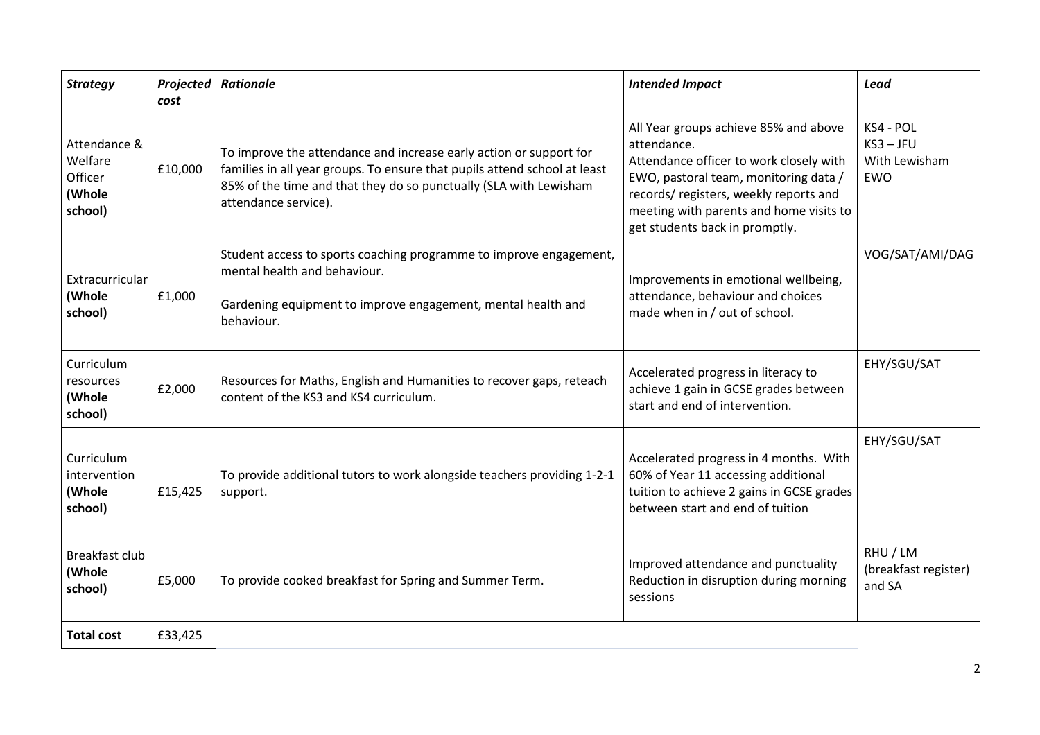| *Strategy* | *Projected cost* | *Rationale* | *Intended Impact* | *Lead* |
|---|---|---|---|---|
| Attendance & Welfare Officer **(Whole school)** | £10,000 | To improve the attendance and increase early action or support for families in all year groups. To ensure that pupils attend school at least 85% of the time and that they do so punctually (SLA with Lewisham attendance service). | All Year groups achieve 85% and above attendance. Attendance officer to work closely with EWO, pastoral team, monitoring data / records/ registers, weekly reports and meeting with parents and home visits to get students back in promptly. | KS4 - POL KS3 – JFU With Lewisham EWO |
| Extracurricular **(Whole school)** | £1,000 | Student access to sports coaching programme to improve engagement, mental health and behaviour. Gardening equipment to improve engagement, mental health and behaviour. | Improvements in emotional wellbeing, attendance, behaviour and choices made when in / out of school. | VOG/SAT/AMI/DAG |
| Curriculum resources **(Whole school)** | £2,000 | Resources for Maths, English and Humanities to recover gaps, reteach content of the KS3 and KS4 curriculum. | Accelerated progress in literacy to achieve 1 gain in GCSE grades between start and end of intervention. | EHY/SGU/SAT |
| Curriculum intervention **(Whole school)** | £15,425 | To provide additional tutors to work alongside teachers providing 1-2-1 support. | Accelerated progress in 4 months. With 60% of Year 11 accessing additional tuition to achieve 2 gains in GCSE grades between start and end of tuition | EHY/SGU/SAT |
| Breakfast club **(Whole school)** | £5,000 | To provide cooked breakfast for Spring and Summer Term. | Improved attendance and punctuality Reduction in disruption during morning sessions | RHU / LM (breakfast register) and SA |
| **Total cost** | £33,425 | | | |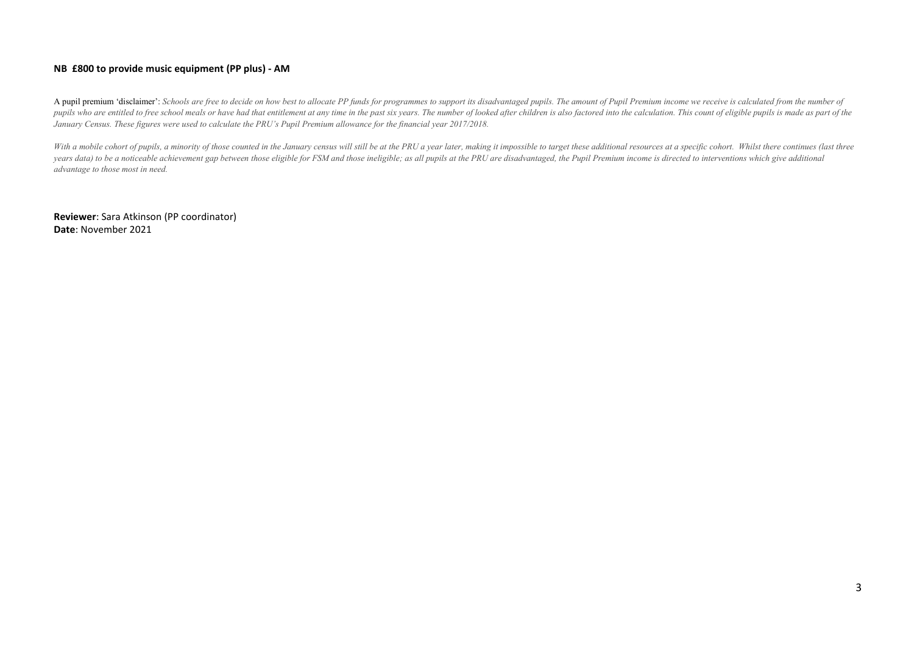**NB £800 to provide music equipment (PP plus) - AM**

A pupil premium 'disclaimer': *Schools are free to decide on how best to allocate PP funds for programmes to support its disadvantaged pupils. The amount of Pupil Premium income we receive is calculated from the number of pupils who are entitled to free school meals or have had that entitlement at any time in the past six years. The number of looked after children is also factored into the calculation. This count of eligible pupils is made as part of the January Census. These figures were used to calculate the PRU's Pupil Premium allowance for the financial year 2017/2018.*

*With a mobile cohort of pupils, a minority of those counted in the January census will still be at the PRU a year later, making it impossible to target these additional resources at a specific cohort. Whilst there continues (last three years data) to be a noticeable achievement gap between those eligible for FSM and those ineligible; as all pupils at the PRU are disadvantaged, the Pupil Premium income is directed to interventions which give additional advantage to those most in need.*

**Reviewer**: Sara Atkinson (PP coordinator)
**Date**: November 2021